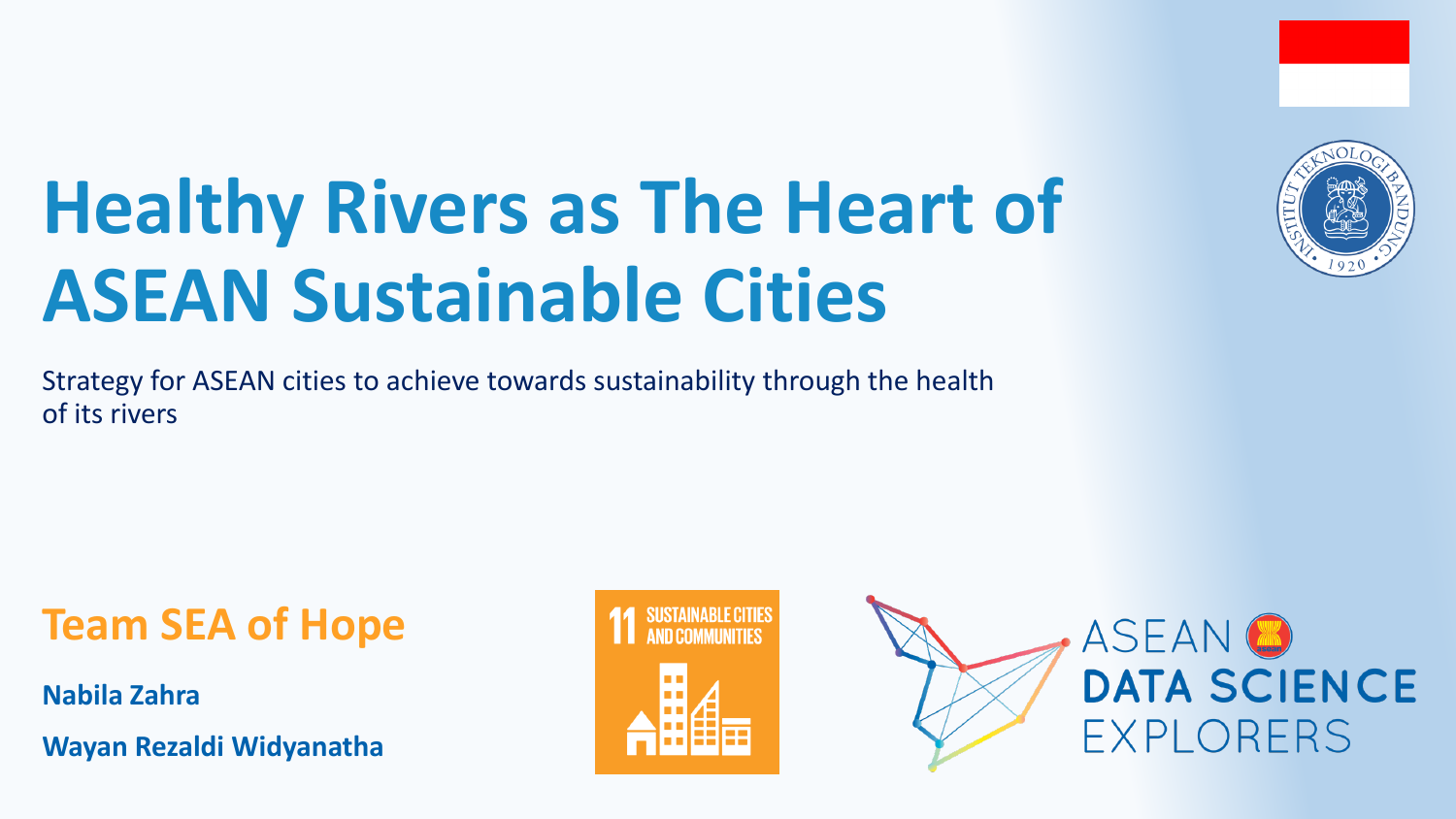# Healthy Rivers as The Heart of ASEAN Sustainable Cities

Strategy for ASEAN cities to achieve towards sustainability through the health of its rivers

## Team SEA of Hope

**Nabila Zahra**

**Wayan Rezaldi Widyanatha**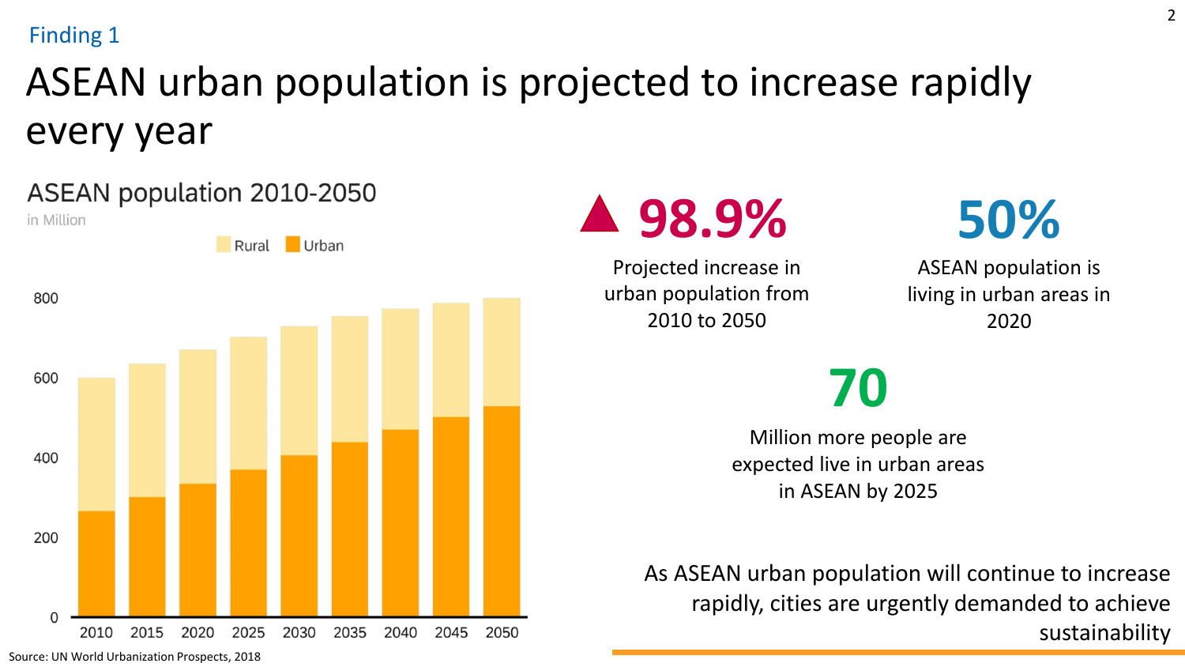Finding 1

# ASEAN urban population is projected to increase rapidly every year

## ASEAN population 2010-2050

in Million

Rural | Urban

800
600
400
200
0

2010 2015 2020 2025 2030 2035 2040 2045 2050

Source: UN World Urbanization Prospects, 2018

**98.9%**

Projected increase in urban population from 2010 to 2050

**50%**

ASEAN population is living in urban areas in 2020

**70**

Million more people are expected live in urban areas in ASEAN by 2025

As ASEAN urban population will continue to increase rapidly, cities are urgently demanded to achieve sustainability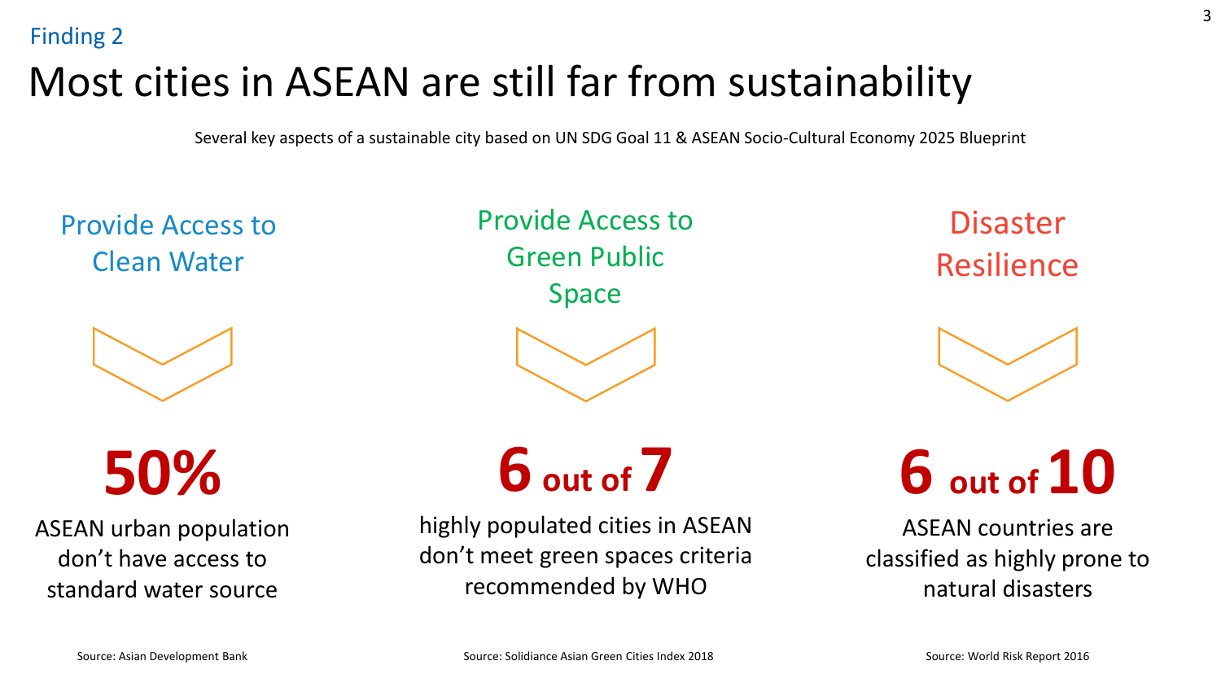Finding 2

# Most cities in ASEAN are still far from sustainability

Several key aspects of a sustainable city based on UN SDG Goal 11 & ASEAN Socio-Cultural Economy 2025 Blueprint

## Provide Access to Clean Water

**50%**

ASEAN urban population don't have access to standard water source

Source: Asian Development Bank

## Provide Access to Green Public Space

**6 out of 7**

highly populated cities in ASEAN don't meet green spaces criteria recommended by WHO

Source: Solidiance Asian Green Cities Index 2018

## Disaster Resilience

**6 out of 10**

ASEAN countries are classified as highly prone to natural disasters

Source: World Risk Report 2016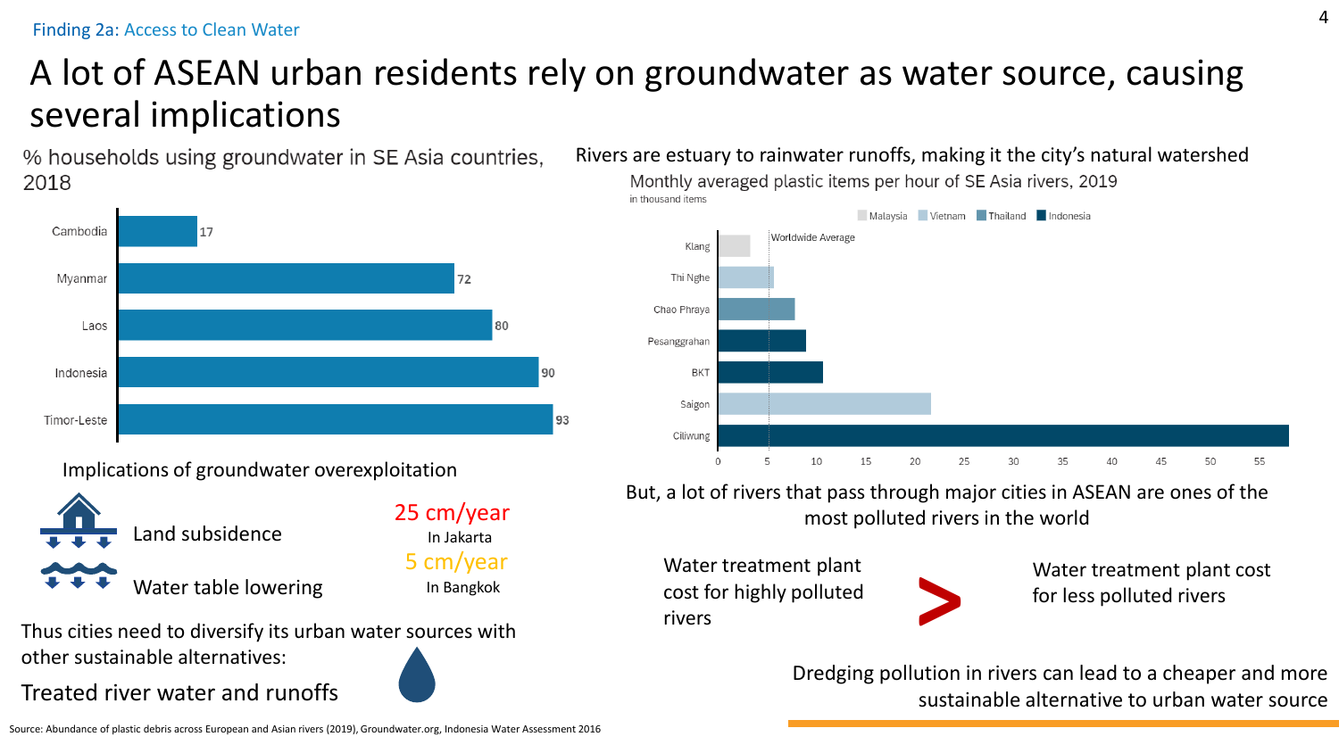Finding 2a: Access to Clean Water

# A lot of ASEAN urban residents rely on groundwater as water source, causing several implications

## % households using groundwater in SE Asia countries, 2018

| Country | % |
|---|---|
| Cambodia | 17 |
| Myanmar | 72 |
| Laos | 80 |
| Indonesia | 90 |
| Timor-Leste | 93 |

### Implications of groundwater overexploitation

- Land subsidence — 25 cm/year In Jakarta
- Water table lowering — 5 cm/year In Bangkok

Thus cities need to diversify its urban water sources with other sustainable alternatives:

Treated river water and runoffs

## Rivers are estuary to rainwater runoffs, making it the city's natural watershed

Monthly averaged plastic items per hour of SE Asia rivers, 2019

in thousand items

Legend: Malaysia, Vietnam, Thailand, Indonesia

Worldwide Average

| River | Country |
|---|---|
| Klang | Malaysia |
| Thi Nghe | Vietnam |
| Chao Phraya | Thailand |
| Pesanggrahan | Indonesia |
| BKT | Indonesia |
| Saigon | Vietnam |
| Ciliwung | Indonesia |

Axis: 0, 5, 10, 15, 20, 25, 30, 35, 40, 45, 50, 55

But, a lot of rivers that pass through major cities in ASEAN are ones of the most polluted rivers in the world

Water treatment plant cost for highly polluted rivers > Water treatment plant cost for less polluted rivers

Dredging pollution in rivers can lead to a cheaper and more sustainable alternative to urban water source

Source: Abundance of plastic debris across European and Asian rivers (2019), Groundwater.org, Indonesia Water Assessment 2016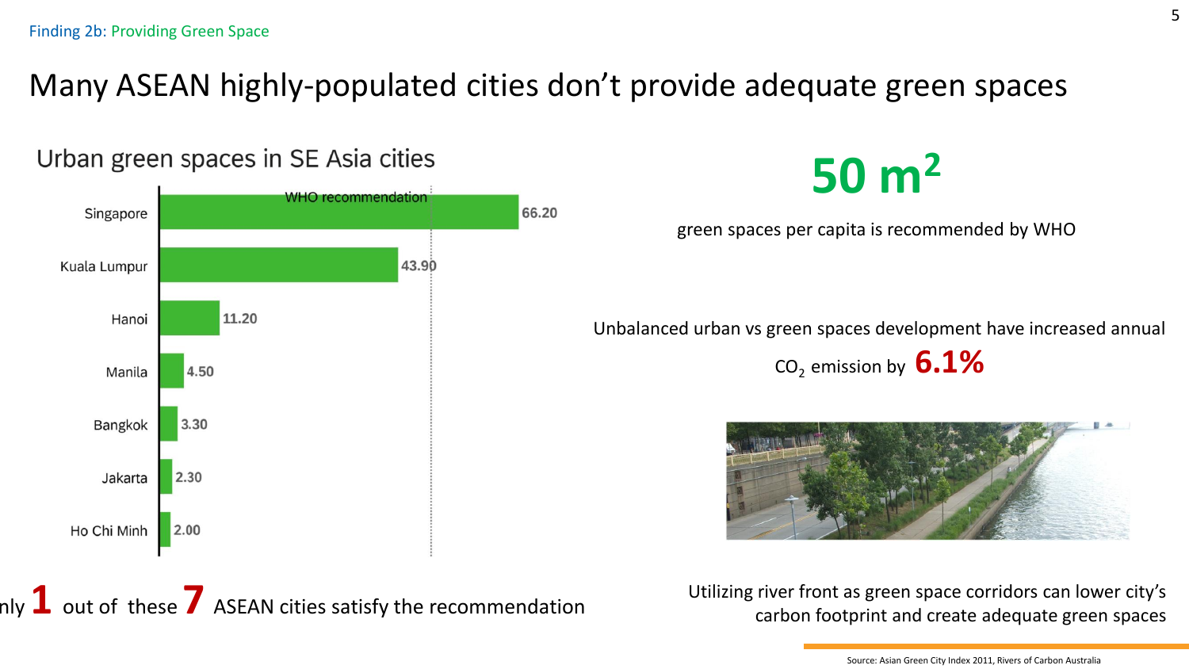Finding 2b: Providing Green Space

# Many ASEAN highly-populated cities don't provide adequate green spaces

## Urban green spaces in SE Asia cities

| City | Green space |
| --- | --- |
| Singapore | 66.20 |
| Kuala Lumpur | 43.90 |
| Hanoi | 11.20 |
| Manila | 4.50 |
| Bangkok | 3.30 |
| Jakarta | 2.30 |
| Ho Chi Minh | 2.00 |

WHO recommendation

nly **1** out of these **7** ASEAN cities satisfy the recommendation

**50 m$^2$**

green spaces per capita is recommended by WHO

Unbalanced urban vs green spaces development have increased annual $CO_2$ emission by **6.1%**

Utilizing river front as green space corridors can lower city's carbon footprint and create adequate green spaces

Source: Asian Green City Index 2011, Rivers of Carbon Australia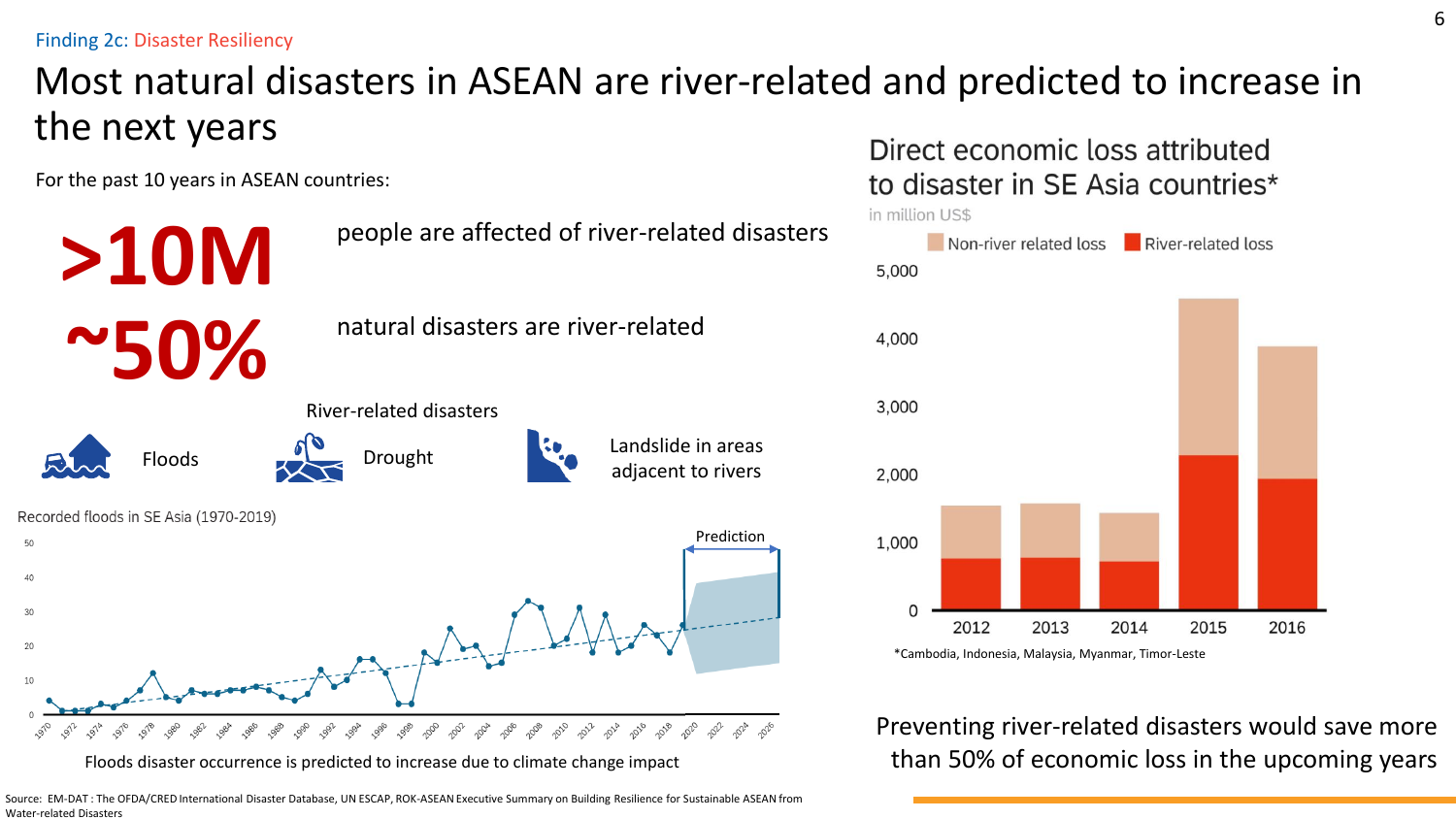Finding 2c: Disaster Resiliency

# Most natural disasters in ASEAN are river-related and predicted to increase in the next years

For the past 10 years in ASEAN countries:

**>10M** people are affected of river-related disasters

**~50%** natural disasters are river-related

River-related disasters

- Floods
- Drought
- Landslide in areas adjacent to rivers

Recorded floods in SE Asia (1970-2019)

Prediction

Floods disaster occurrence is predicted to increase due to climate change impact

## Direct economic loss attributed to disaster in SE Asia countries*

in million US$

Non-river related loss | River-related loss

*Cambodia, Indonesia, Malaysia, Myanmar, Timor-Leste

Preventing river-related disasters would save more than 50% of economic loss in the upcoming years

Source: EM-DAT : The OFDA/CRED International Disaster Database, UN ESCAP, ROK-ASEAN Executive Summary on Building Resilience for Sustainable ASEAN from Water-related Disasters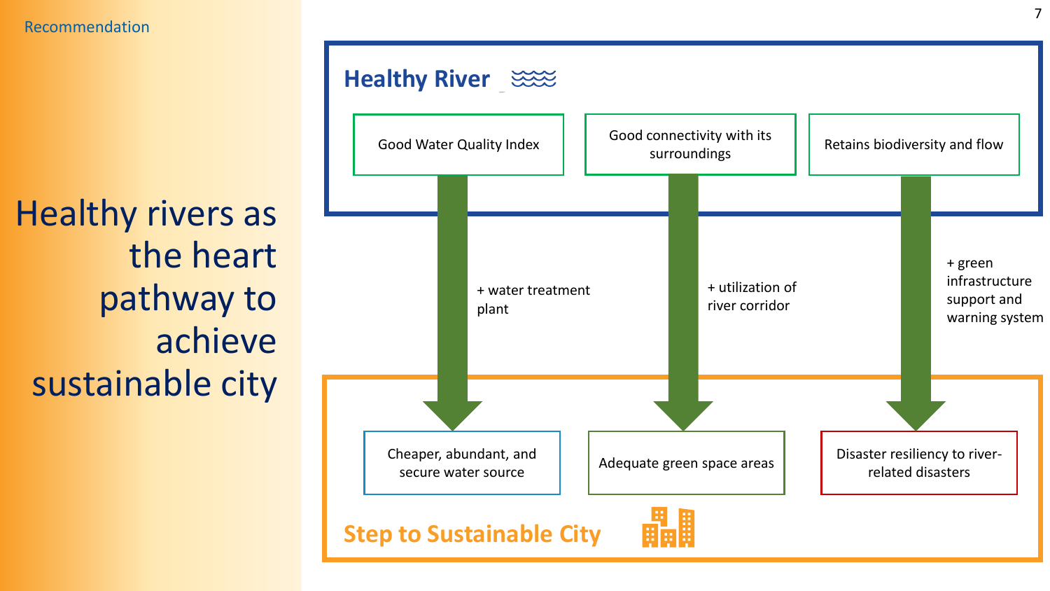Recommendation

# Healthy rivers as the heart pathway to achieve sustainable city

## Healthy River

- Good Water Quality Index
- Good connectivity with its surroundings
- Retains biodiversity and flow

+ water treatment plant

+ utilization of river corridor

+ green infrastructure support and warning system

## Step to Sustainable City

- Cheaper, abundant, and secure water source
- Adequate green space areas
- Disaster resiliency to river-related disasters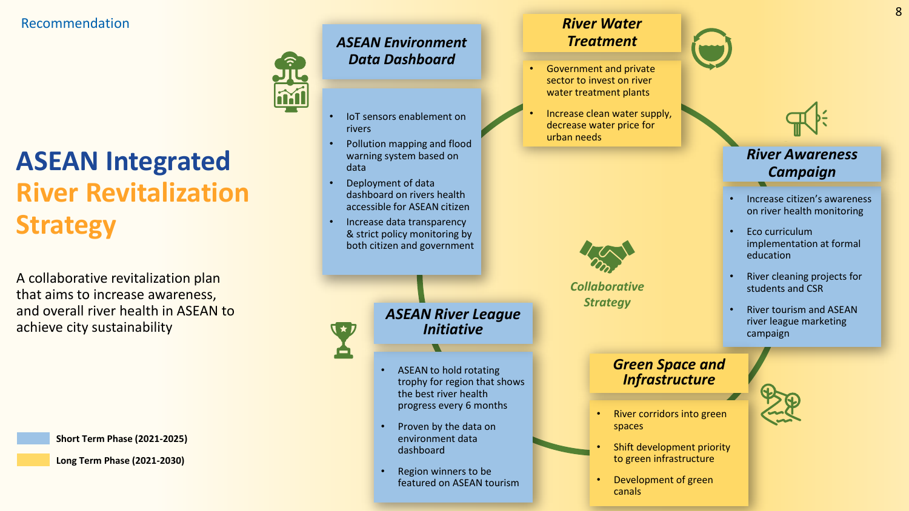Recommendation

# ASEAN Integrated River Revitalization Strategy

A collaborative revitalization plan that aims to increase awareness, and overall river health in ASEAN to achieve city sustainability

### ASEAN Environment Data Dashboard

- IoT sensors enablement on rivers
- Pollution mapping and flood warning system based on data
- Deployment of data dashboard on rivers health accessible for ASEAN citizen
- Increase data transparency & strict policy monitoring by both citizen and government

### River Water Treatment

- Government and private sector to invest on river water treatment plants
- Increase clean water supply, decrease water price for urban needs

### River Awareness Campaign

- Increase citizen's awareness on river health monitoring
- Eco curriculum implementation at formal education
- River cleaning projects for students and CSR
- River tourism and ASEAN river league marketing campaign

### Green Space and Infrastructure

- River corridors into green spaces
- Shift development priority to green infrastructure
- Development of green canals

### ASEAN River League Initiative

- ASEAN to hold rotating trophy for region that shows the best river health progress every 6 months
- Proven by the data on environment data dashboard
- Region winners to be featured on ASEAN tourism

*Collaborative Strategy*

**Short Term Phase (2021-2025)**

**Long Term Phase (2021-2030)**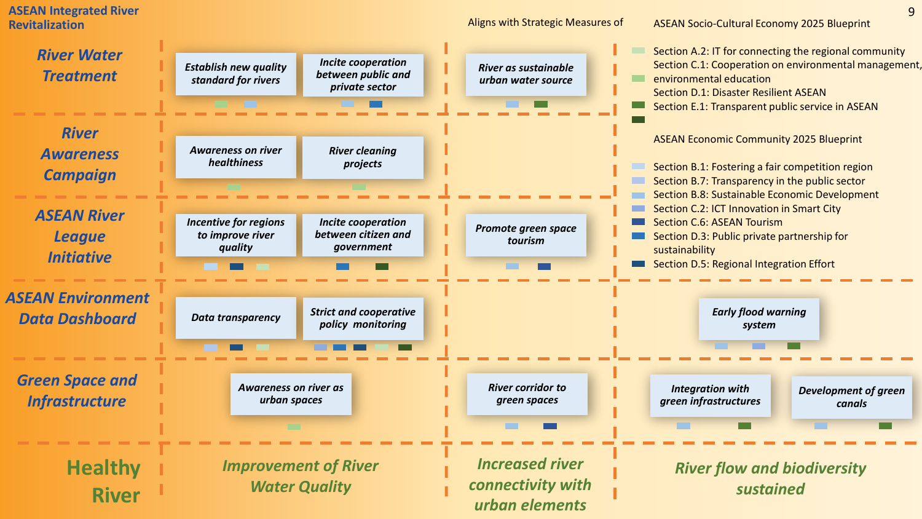# ASEAN Integrated River Revitalization

Aligns with Strategic Measures of

| | Improvement of River Water Quality | | Increased river connectivity with urban elements | River flow and biodiversity sustained | |
|---|---|---|---|---|---|
| **River Water Treatment** | Establish new quality standard for rivers | Incite cooperation between public and private sector | River as sustainable urban water source | | |
| **River Awareness Campaign** | Awareness on river healthiness | River cleaning projects | | | |
| **ASEAN River League Initiative** | Incentive for regions to improve river quality | Incite cooperation between citizen and government | Promote green space tourism | | |
| **ASEAN Environment Data Dashboard** | Data transparency | Strict and cooperative policy monitoring | | Early flood warning system | |
| **Green Space and Infrastructure** | Awareness on river as urban spaces | | River corridor to green spaces | Integration with green infrastructures | Development of green canals |
| **Healthy River** | Improvement of River Water Quality | | Increased river connectivity with urban elements | River flow and biodiversity sustained | |

**ASEAN Socio-Cultural Economy 2025 Blueprint**

- Section A.2: IT for connecting the regional community
- Section C.1: Cooperation on environmental management, environmental education
- Section D.1: Disaster Resilient ASEAN
- Section E.1: Transparent public service in ASEAN

**ASEAN Economic Community 2025 Blueprint**

- Section B.1: Fostering a fair competition region
- Section B.7: Transparency in the public sector
- Section B.8: Sustainable Economic Development
- Section C.2: ICT Innovation in Smart City
- Section C.6: ASEAN Tourism
- Section D.3: Public private partnership for sustainability
- Section D.5: Regional Integration Effort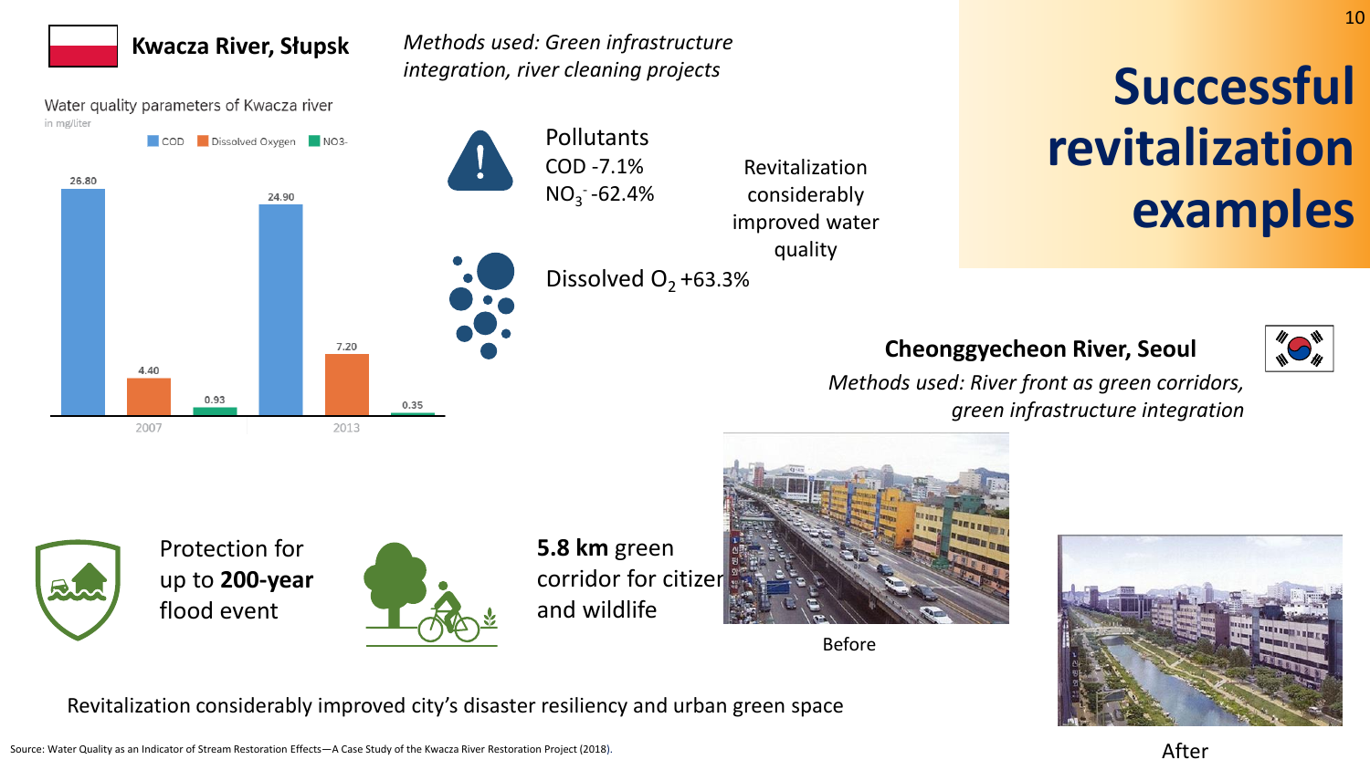# Successful revitalization examples

## Kwacza River, Słupsk

*Methods used: Green infrastructure integration, river cleaning projects*

Water quality parameters of Kwacza river
in mg/liter

| | COD | Dissolved Oxygen | NO3- |
|---|---|---|---|
| 2007 | 26.80 | 4.40 | 0.93 |
| 2013 | 24.90 | 7.20 | 0.35 |

Pollutants
COD -7.1%
$NO_3^-$ -62.4%

Dissolved $O_2$ +63.3%

Revitalization considerably improved water quality

## Cheonggyecheon River, Seoul

*Methods used: River front as green corridors, green infrastructure integration*

Protection for up to **200-year** flood event

**5.8 km** green corridor for citizen and wildlife

Before

After

Revitalization considerably improved city's disaster resiliency and urban green space

Source: Water Quality as an Indicator of Stream Restoration Effects—A Case Study of the Kwacza River Restoration Project (2018).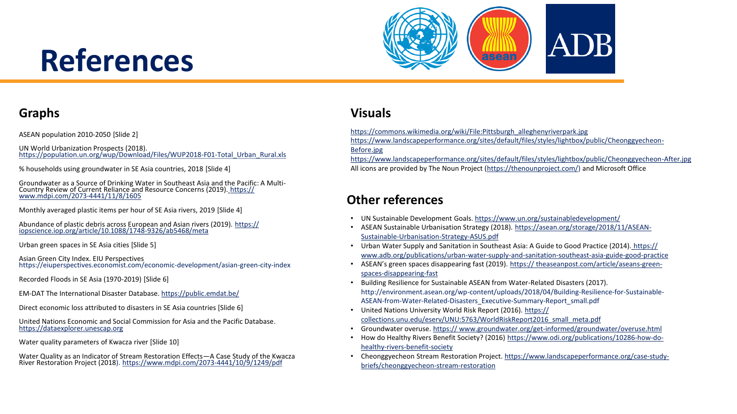# References

## Graphs

ASEAN population 2010-2050 [Slide 2]

UN World Urbanization Prospects (2018). https://population.un.org/wup/Download/Files/WUP2018-F01-Total_Urban_Rural.xls

% households using groundwater in SE Asia countries, 2018 [Slide 4]

Groundwater as a Source of Drinking Water in Southeast Asia and the Pacific: A Multi-Country Review of Current Reliance and Resource Concerns (2019). https://www.mdpi.com/2073-4441/11/8/1605

Monthly averaged plastic items per hour of SE Asia rivers, 2019 [Slide 4]

Abundance of plastic debris across European and Asian rivers (2019). https://iopscience.iop.org/article/10.1088/1748-9326/ab5468/meta

Urban green spaces in SE Asia cities [Slide 5]

Asian Green City Index. EIU Perspectives https://eiuperspectives.economist.com/economic-development/asian-green-city-index

Recorded Floods in SE Asia (1970-2019) [Slide 6]

EM-DAT The International Disaster Database. https://public.emdat.be/

Direct economic loss attributed to disasters in SE Asia countries [Slide 6]

United Nations Economic and Social Commission for Asia and the Pacific Database. https://dataexplorer.unescap.org

Water quality parameters of Kwacza river [Slide 10]

Water Quality as an Indicator of Stream Restoration Effects—A Case Study of the Kwacza River Restoration Project (2018). https://www.mdpi.com/2073-4441/10/9/1249/pdf

## Visuals

https://commons.wikimedia.org/wiki/File:Pittsburgh_alleghenyriverpark.jpg
https://www.landscapeperformance.org/sites/default/files/styles/lightbox/public/Cheonggyecheon-Before.jpg
https://www.landscapeperformance.org/sites/default/files/styles/lightbox/public/Cheonggyecheon-After.jpg
All icons are provided by The Noun Project (https://thenounproject.com/) and Microsoft Office

## Other references

- UN Sustainable Development Goals. https://www.un.org/sustainabledevelopment/
- ASEAN Sustainable Urbanisation Strategy (2018). https://asean.org/storage/2018/11/ASEAN-Sustainable-Urbanisation-Strategy-ASUS.pdf
- Urban Water Supply and Sanitation in Southeast Asia: A Guide to Good Practice (2014). https://www.adb.org/publications/urban-water-supply-and-sanitation-southeast-asia-guide-good-practice
- ASEAN's green spaces disappearing fast (2019). https:// theaseanpost.com/article/aseans-green-spaces-disappearing-fast
- Building Resilience for Sustainable ASEAN from Water-Related Disasters (2017). http://environment.asean.org/wp-content/uploads/2018/04/Building-Resilience-for-Sustainable-ASEAN-from-Water-Related-Disasters_Executive-Summary-Report_small.pdf
- United Nations University World Risk Report (2016). https://collections.unu.edu/eserv/UNU:5763/WorldRiskReport2016_small_meta.pdf
- Groundwater overuse. https:// www.groundwater.org/get-informed/groundwater/overuse.html
- How do Healthy Rivers Benefit Society? (2016) https://www.odi.org/publications/10286-how-do-healthy-rivers-benefit-society
- Cheonggyecheon Stream Restoration Project. https://www.landscapeperformance.org/case-study-briefs/cheonggyecheon-stream-restoration